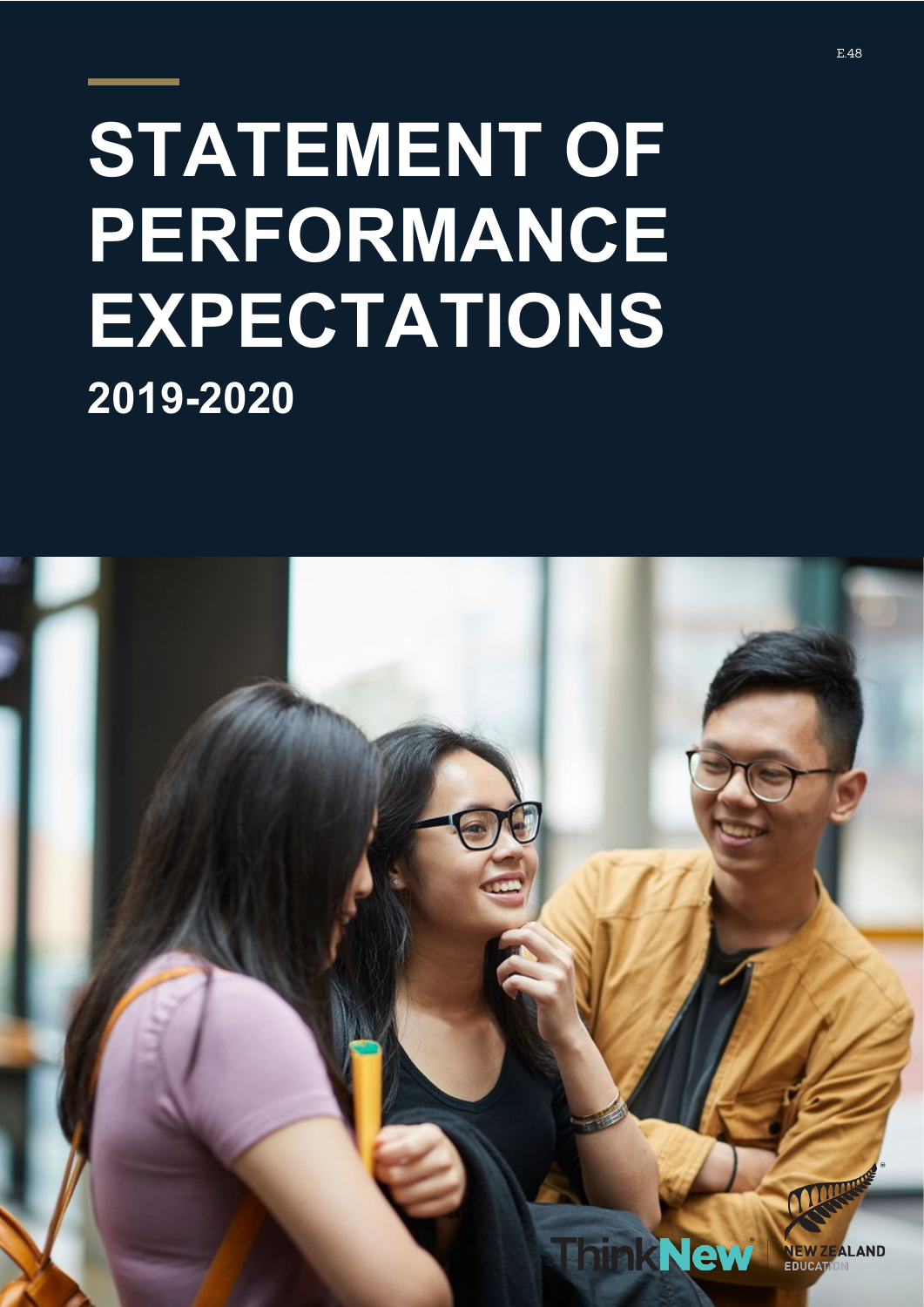E.48

# STATEMENT OF PERFORMANCE EXPECTATIONS

## 2019-2020

ThinkNew

NEW ZEALAND EDUCATION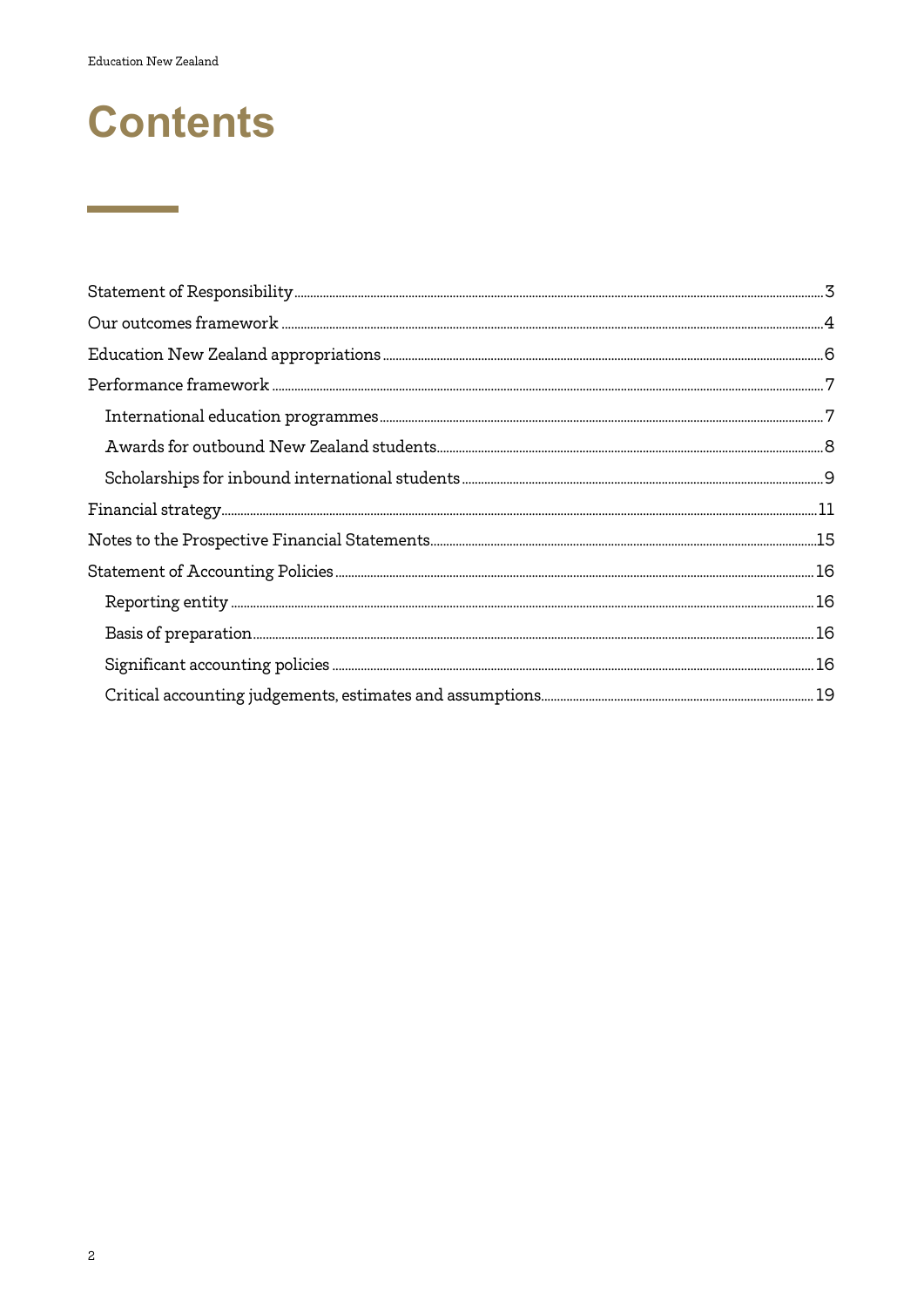# Contents

- Statement of Responsibility ... 3
- Our outcomes framework ... 4
- Education New Zealand appropriations ... 6
- Performance framework ... 7
  - International education programmes ... 7
  - Awards for outbound New Zealand students ... 8
  - Scholarships for inbound international students ... 9
- Financial strategy ... 11
- Notes to the Prospective Financial Statements ... 15
- Statement of Accounting Policies ... 16
  - Reporting entity ... 16
  - Basis of preparation ... 16
  - Significant accounting policies ... 16
  - Critical accounting judgements, estimates and assumptions ... 19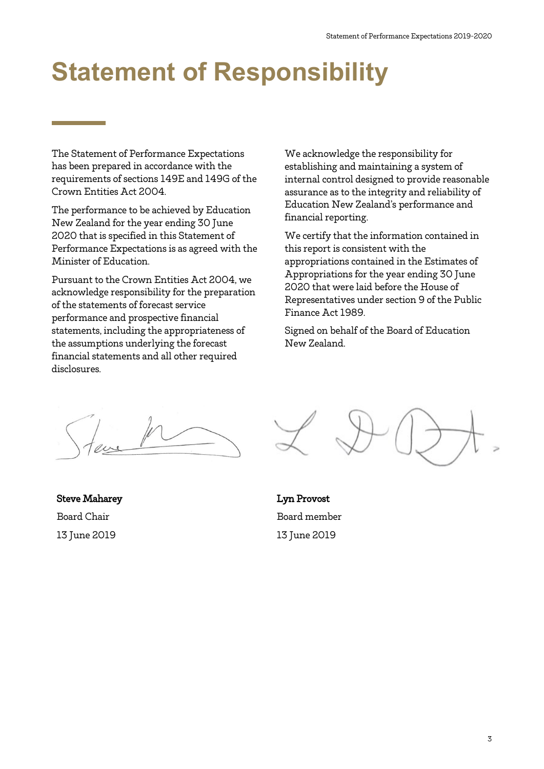# Statement of Responsibility

The Statement of Performance Expectations has been prepared in accordance with the requirements of sections 149E and 149G of the Crown Entities Act 2004.

The performance to be achieved by Education New Zealand for the year ending 30 June 2020 that is specified in this Statement of Performance Expectations is as agreed with the Minister of Education.

Pursuant to the Crown Entities Act 2004, we acknowledge responsibility for the preparation of the statements of forecast service performance and prospective financial statements, including the appropriateness of the assumptions underlying the forecast financial statements and all other required disclosures.

We acknowledge the responsibility for establishing and maintaining a system of internal control designed to provide reasonable assurance as to the integrity and reliability of Education New Zealand's performance and financial reporting.

We certify that the information contained in this report is consistent with the appropriations contained in the Estimates of Appropriations for the year ending 30 June 2020 that were laid before the House of Representatives under section 9 of the Public Finance Act 1989.

Signed on behalf of the Board of Education New Zealand.

**Steve Maharey**
Board Chair
13 June 2019

**Lyn Provost**
Board member
13 June 2019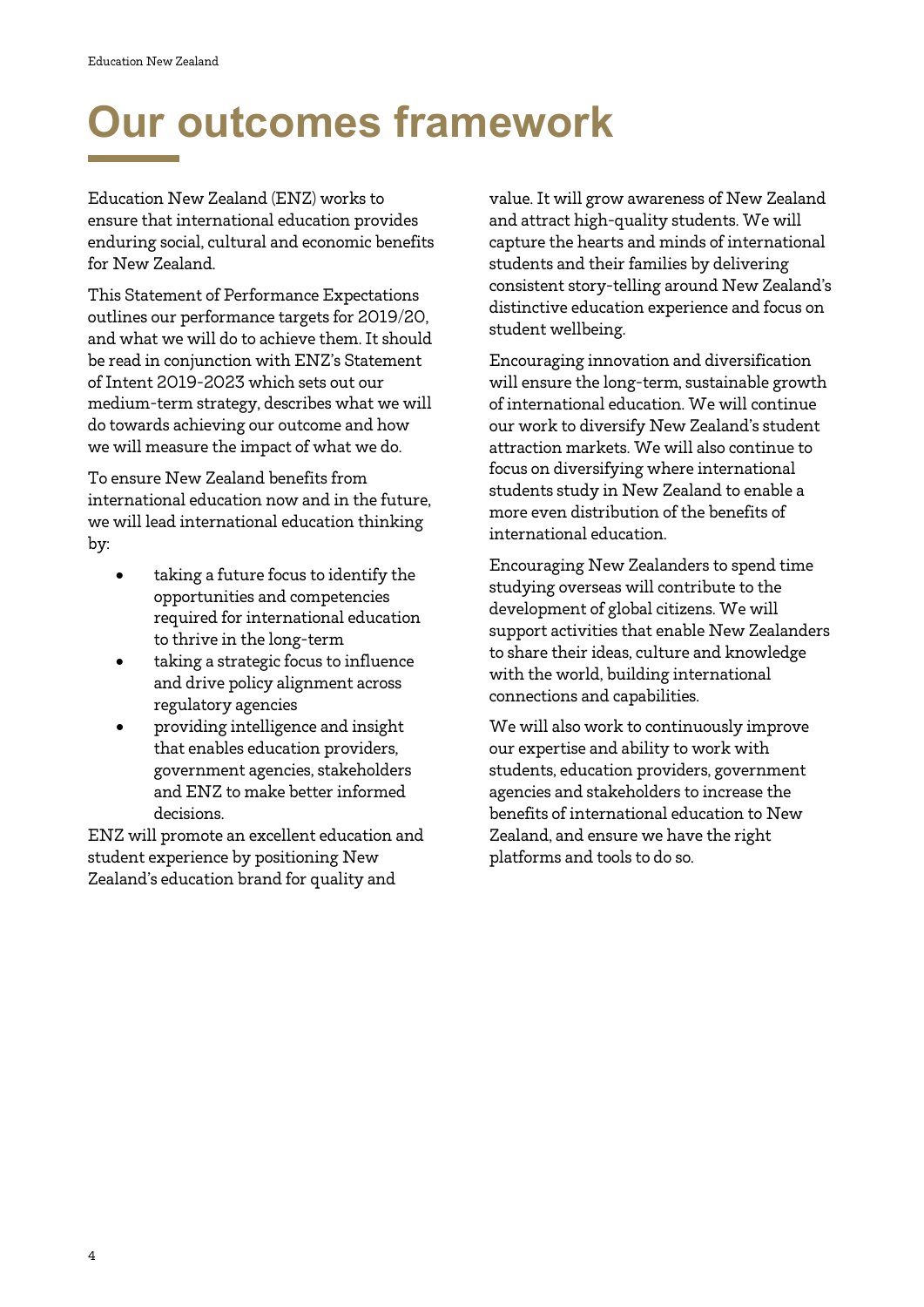# Our outcomes framework

Education New Zealand (ENZ) works to ensure that international education provides enduring social, cultural and economic benefits for New Zealand.

This Statement of Performance Expectations outlines our performance targets for 2019/20, and what we will do to achieve them. It should be read in conjunction with ENZ's Statement of Intent 2019-2023 which sets out our medium-term strategy, describes what we will do towards achieving our outcome and how we will measure the impact of what we do.

To ensure New Zealand benefits from international education now and in the future, we will lead international education thinking by:

- taking a future focus to identify the opportunities and competencies required for international education to thrive in the long-term
- taking a strategic focus to influence and drive policy alignment across regulatory agencies
- providing intelligence and insight that enables education providers, government agencies, stakeholders and ENZ to make better informed decisions.

ENZ will promote an excellent education and student experience by positioning New Zealand's education brand for quality and value. It will grow awareness of New Zealand and attract high-quality students. We will capture the hearts and minds of international students and their families by delivering consistent story-telling around New Zealand's distinctive education experience and focus on student wellbeing.

Encouraging innovation and diversification will ensure the long-term, sustainable growth of international education. We will continue our work to diversify New Zealand's student attraction markets. We will also continue to focus on diversifying where international students study in New Zealand to enable a more even distribution of the benefits of international education.

Encouraging New Zealanders to spend time studying overseas will contribute to the development of global citizens. We will support activities that enable New Zealanders to share their ideas, culture and knowledge with the world, building international connections and capabilities.

We will also work to continuously improve our expertise and ability to work with students, education providers, government agencies and stakeholders to increase the benefits of international education to New Zealand, and ensure we have the right platforms and tools to do so.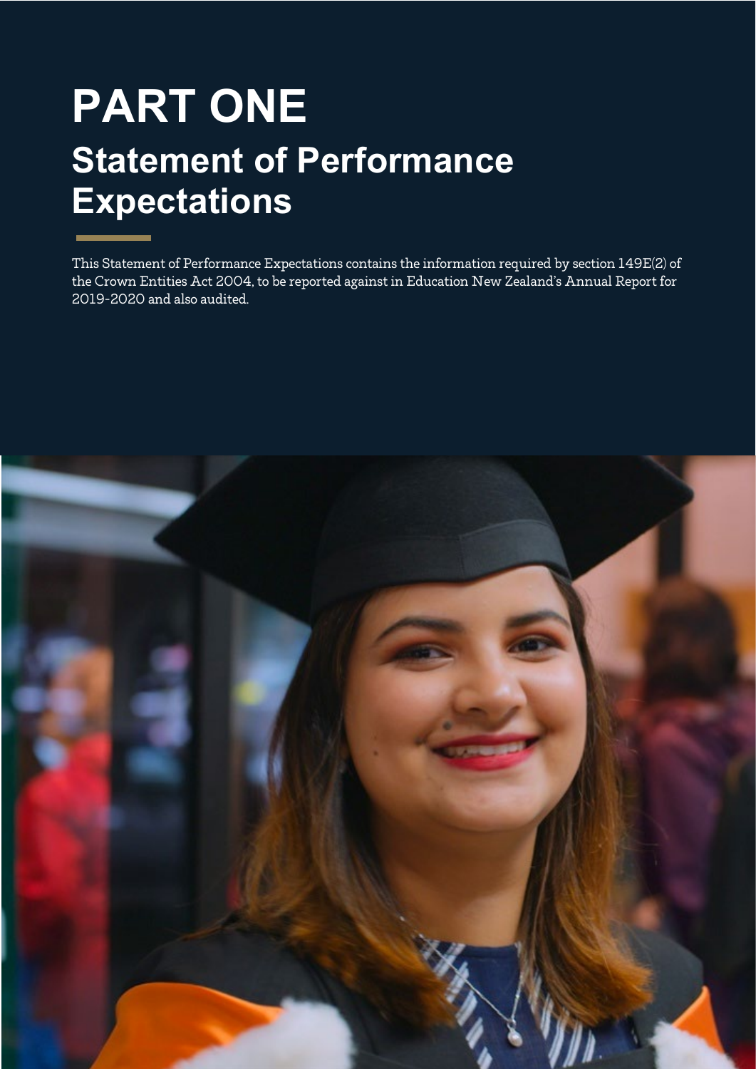# PART ONE

## Statement of Performance Expectations

This Statement of Performance Expectations contains the information required by section 149E(2) of the Crown Entities Act 2004, to be reported against in Education New Zealand's Annual Report for 2019-2020 and also audited.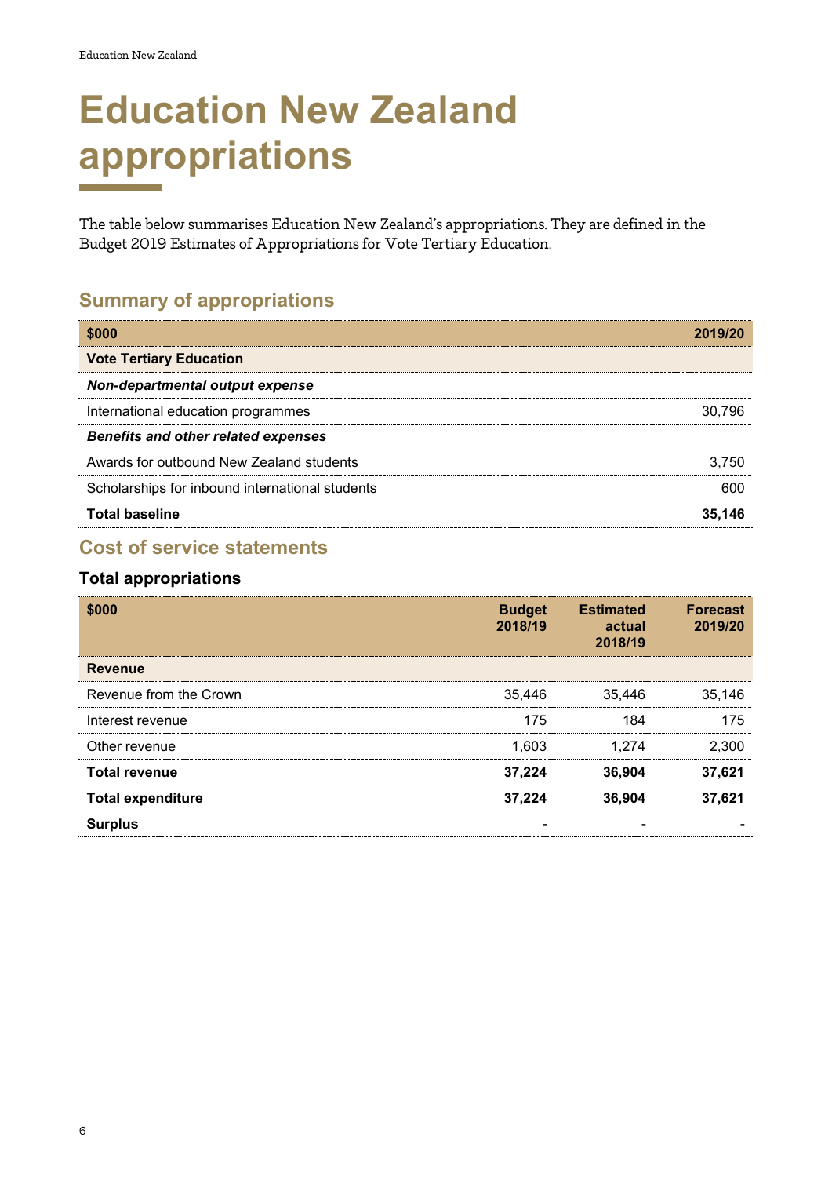# Education New Zealand appropriations

The table below summarises Education New Zealand's appropriations. They are defined in the Budget 2019 Estimates of Appropriations for Vote Tertiary Education.

## Summary of appropriations

| $000 | 2019/20 |
|---|---|
| **Vote Tertiary Education** | |
| ***Non-departmental output expense*** | |
| International education programmes | 30,796 |
| ***Benefits and other related expenses*** | |
| Awards for outbound New Zealand students | 3,750 |
| Scholarships for inbound international students | 600 |
| **Total baseline** | **35,146** |

## Cost of service statements

### Total appropriations

| $000 | Budget 2018/19 | Estimated actual 2018/19 | Forecast 2019/20 |
|---|---|---|---|
| **Revenue** | | | |
| Revenue from the Crown | 35,446 | 35,446 | 35,146 |
| Interest revenue | 175 | 184 | 175 |
| Other revenue | 1,603 | 1,274 | 2,300 |
| **Total revenue** | **37,224** | **36,904** | **37,621** |
| **Total expenditure** | **37,224** | **36,904** | **37,621** |
| **Surplus** | **-** | **-** | **-** |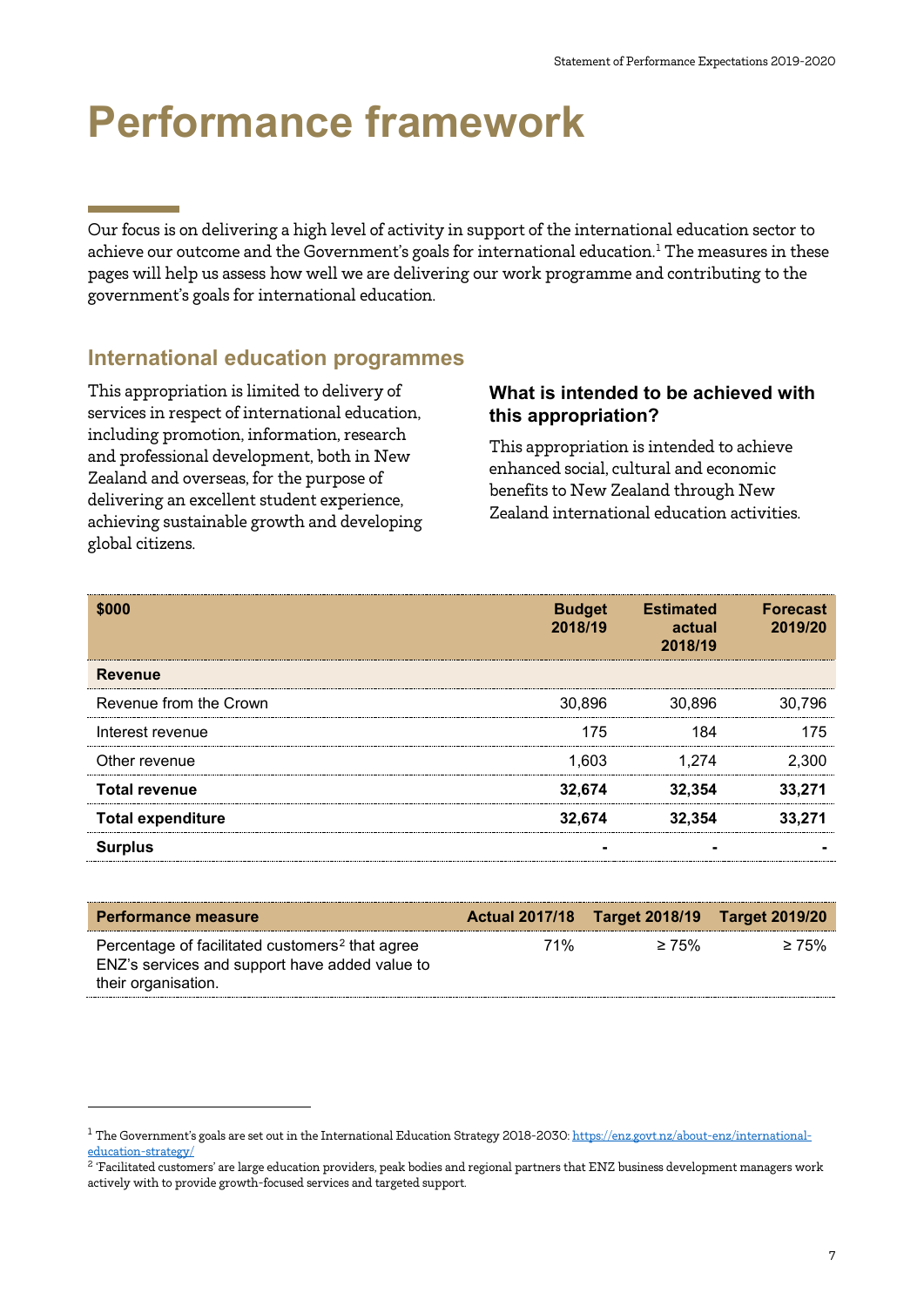# Performance framework

Our focus is on delivering a high level of activity in support of the international education sector to achieve our outcome and the Government's goals for international education.[1] The measures in these pages will help us assess how well we are delivering our work programme and contributing to the government's goals for international education.

## International education programmes

This appropriation is limited to delivery of services in respect of international education, including promotion, information, research and professional development, both in New Zealand and overseas, for the purpose of delivering an excellent student experience, achieving sustainable growth and developing global citizens.

### What is intended to be achieved with this appropriation?

This appropriation is intended to achieve enhanced social, cultural and economic benefits to New Zealand through New Zealand international education activities.

| $000 | Budget 2018/19 | Estimated actual 2018/19 | Forecast 2019/20 |
|---|---|---|---|
| **Revenue** | | | |
| Revenue from the Crown | 30,896 | 30,896 | 30,796 |
| Interest revenue | 175 | 184 | 175 |
| Other revenue | 1,603 | 1,274 | 2,300 |
| **Total revenue** | **32,674** | **32,354** | **33,271** |
| **Total expenditure** | **32,674** | **32,354** | **33,271** |
| **Surplus** | **-** | **-** | **-** |

| Performance measure | Actual 2017/18 | Target 2018/19 | Target 2019/20 |
|---|---|---|---|
| Percentage of facilitated customers[2] that agree ENZ's services and support have added value to their organisation. | 71% | ≥ 75% | ≥ 75% |

[1] The Government's goals are set out in the International Education Strategy 2018-2030: https://enz.govt.nz/about-enz/international-education-strategy/

[2] 'Facilitated customers' are large education providers, peak bodies and regional partners that ENZ business development managers work actively with to provide growth-focused services and targeted support.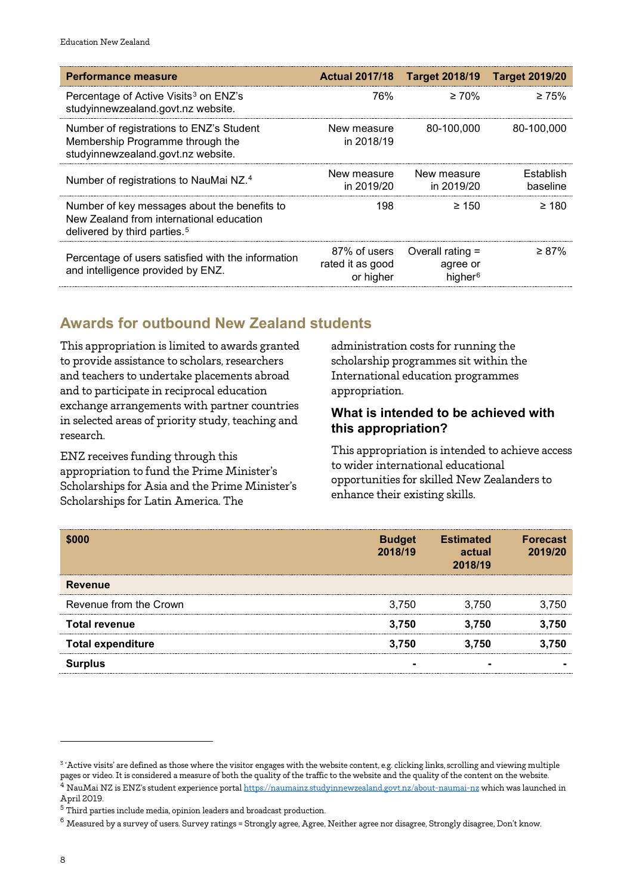| Performance measure | Actual 2017/18 | Target 2018/19 | Target 2019/20 |
|---|---|---|---|
| Percentage of Active Visits[3] on ENZ's studyinnewzealand.govt.nz website. | 76% | ≥ 70% | ≥ 75% |
| Number of registrations to ENZ's Student Membership Programme through the studyinnewzealand.govt.nz website. | New measure in 2018/19 | 80-100,000 | 80-100,000 |
| Number of registrations to NauMai NZ.[4] | New measure in 2019/20 | New measure in 2019/20 | Establish baseline |
| Number of key messages about the benefits to New Zealand from international education delivered by third parties.[5] | 198 | ≥ 150 | ≥ 180 |
| Percentage of users satisfied with the information and intelligence provided by ENZ. | 87% of users rated it as good or higher | Overall rating = agree or higher[6] | ≥ 87% |

## Awards for outbound New Zealand students

This appropriation is limited to awards granted to provide assistance to scholars, researchers and teachers to undertake placements abroad and to participate in reciprocal education exchange arrangements with partner countries in selected areas of priority study, teaching and research.

ENZ receives funding through this appropriation to fund the Prime Minister's Scholarships for Asia and the Prime Minister's Scholarships for Latin America. The administration costs for running the scholarship programmes sit within the International education programmes appropriation.

### What is intended to be achieved with this appropriation?

This appropriation is intended to achieve access to wider international educational opportunities for skilled New Zealanders to enhance their existing skills.

| $000 | Budget 2018/19 | Estimated actual 2018/19 | Forecast 2019/20 |
|---|---|---|---|
| **Revenue** | | | |
| Revenue from the Crown | 3,750 | 3,750 | 3,750 |
| **Total revenue** | **3,750** | **3,750** | **3,750** |
| **Total expenditure** | **3,750** | **3,750** | **3,750** |
| **Surplus** | - | - | - |

[3] 'Active visits' are defined as those where the visitor engages with the website content, e.g. clicking links, scrolling and viewing multiple pages or video. It is considered a measure of both the quality of the traffic to the website and the quality of the content on the website.

[4] NauMai NZ is ENZ's student experience portal https://naumainz.studyinnewzealand.govt.nz/about-naumai-nz which was launched in April 2019.

[5] Third parties include media, opinion leaders and broadcast production.

[6] Measured by a survey of users. Survey ratings = Strongly agree, Agree, Neither agree nor disagree, Strongly disagree, Don't know.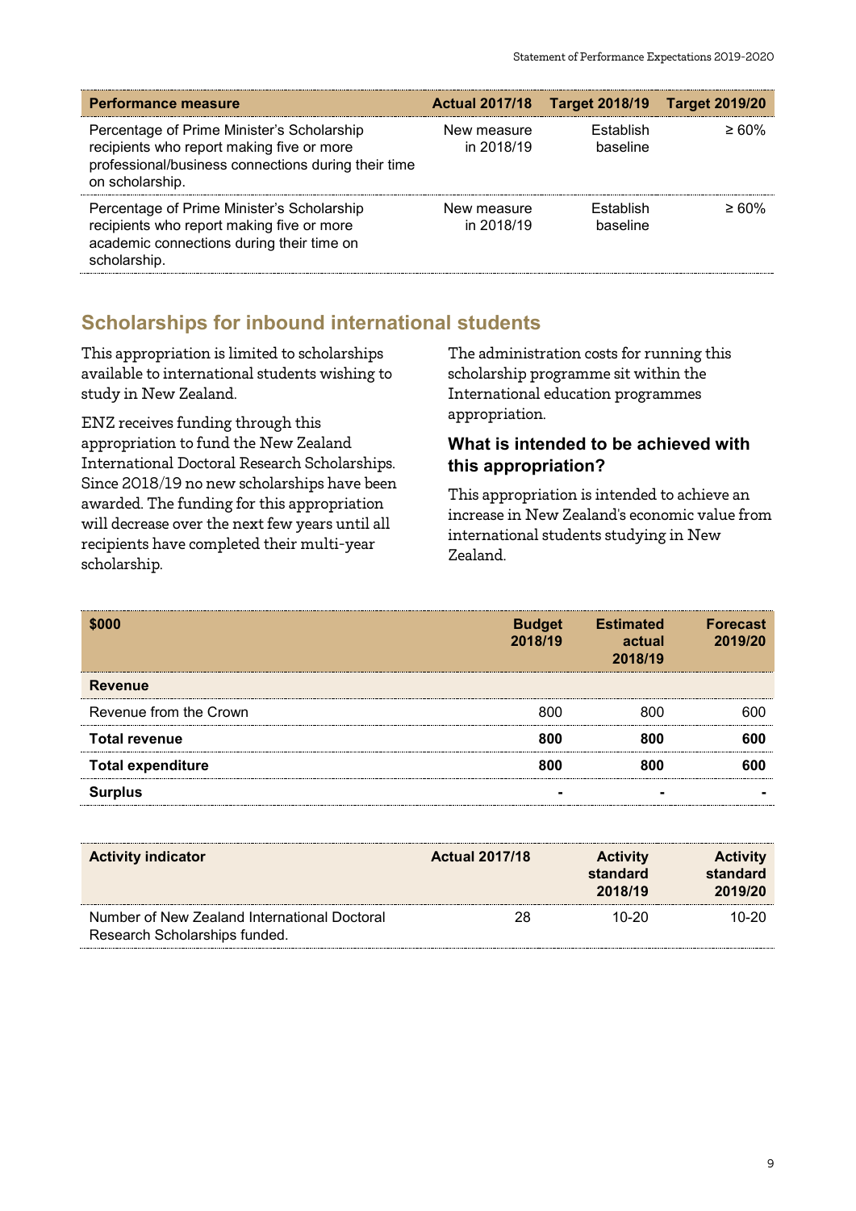| Performance measure | Actual 2017/18 | Target 2018/19 | Target 2019/20 |
|---|---|---|---|
| Percentage of Prime Minister's Scholarship recipients who report making five or more professional/business connections during their time on scholarship. | New measure in 2018/19 | Establish baseline | ≥ 60% |
| Percentage of Prime Minister's Scholarship recipients who report making five or more academic connections during their time on scholarship. | New measure in 2018/19 | Establish baseline | ≥ 60% |

## Scholarships for inbound international students

This appropriation is limited to scholarships available to international students wishing to study in New Zealand.

ENZ receives funding through this appropriation to fund the New Zealand International Doctoral Research Scholarships. Since 2018/19 no new scholarships have been awarded. The funding for this appropriation will decrease over the next few years until all recipients have completed their multi-year scholarship.

The administration costs for running this scholarship programme sit within the International education programmes appropriation.

### What is intended to be achieved with this appropriation?

This appropriation is intended to achieve an increase in New Zealand's economic value from international students studying in New Zealand.

| $000 | Budget 2018/19 | Estimated actual 2018/19 | Forecast 2019/20 |
|---|---|---|---|
| **Revenue** | | | |
| Revenue from the Crown | 800 | 800 | 600 |
| **Total revenue** | **800** | **800** | **600** |
| **Total expenditure** | **800** | **800** | **600** |
| **Surplus** | **-** | **-** | **-** |

| Activity indicator | Actual 2017/18 | Activity standard 2018/19 | Activity standard 2019/20 |
|---|---|---|---|
| Number of New Zealand International Doctoral Research Scholarships funded. | 28 | 10-20 | 10-20 |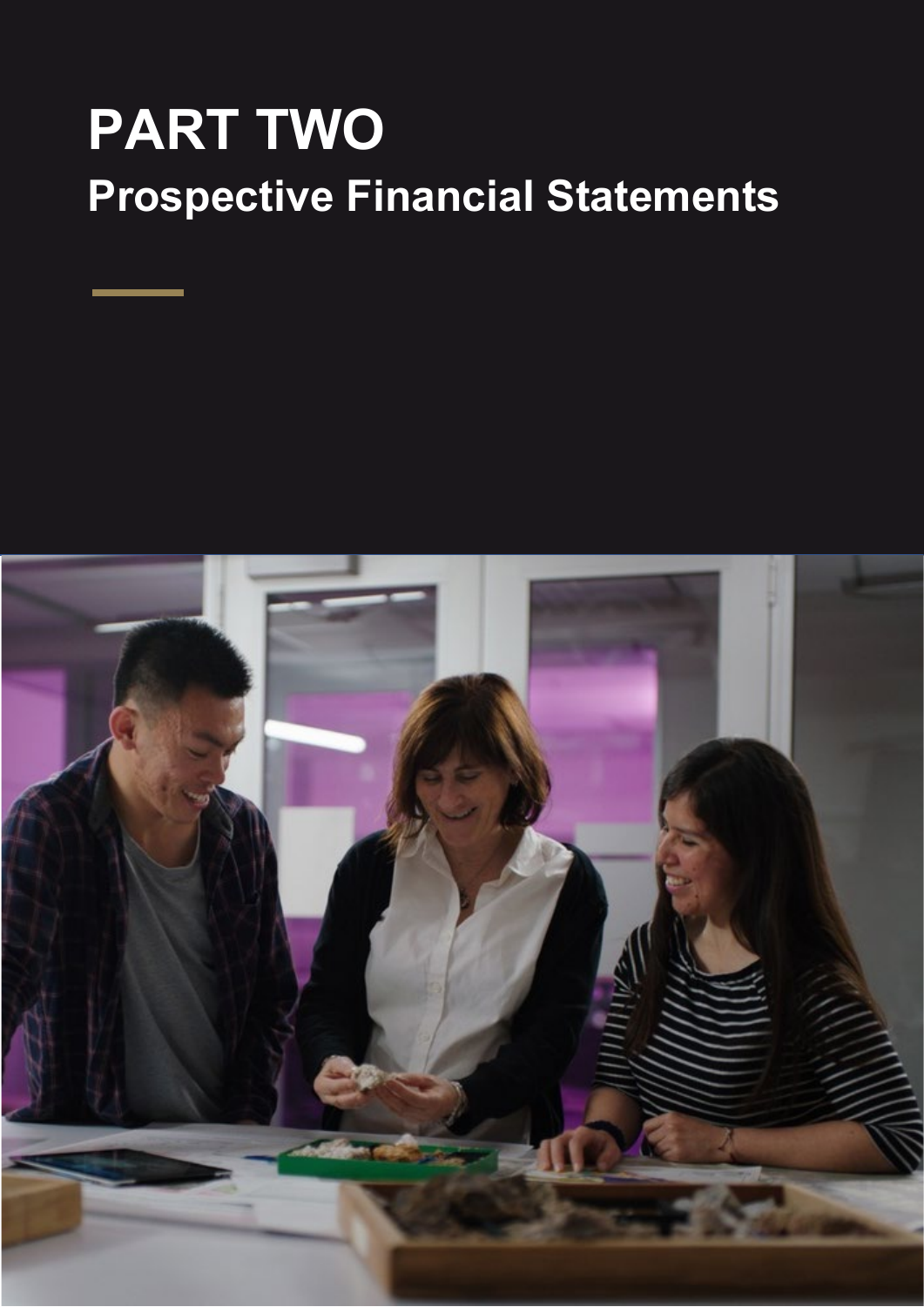# PART TWO

## Prospective Financial Statements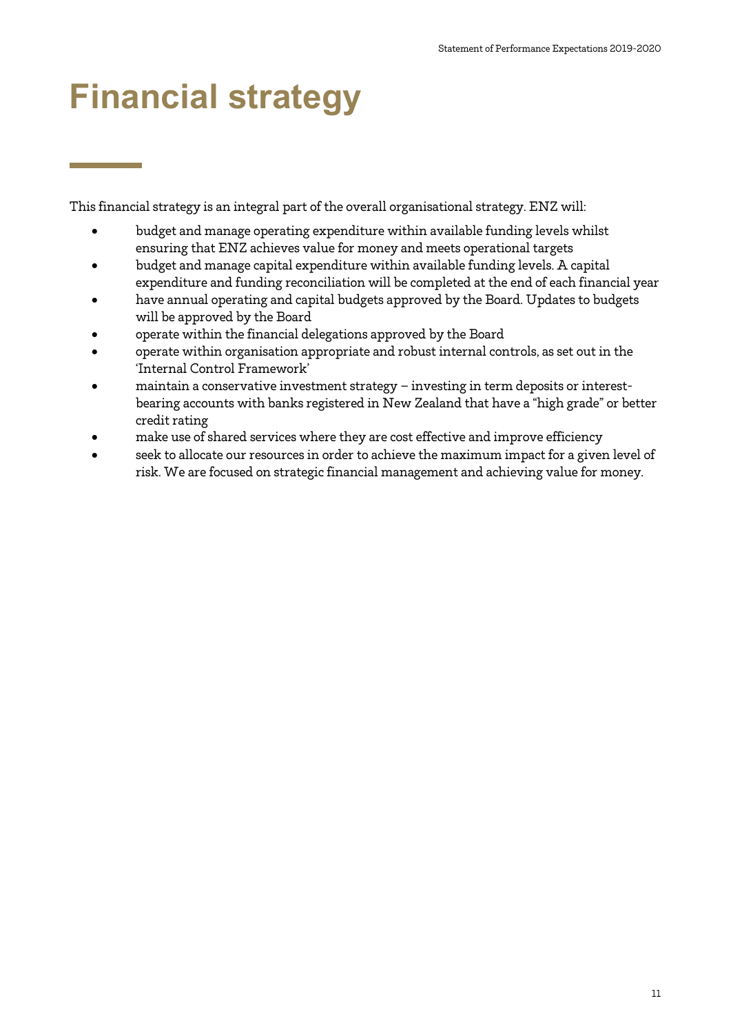# Financial strategy

This financial strategy is an integral part of the overall organisational strategy. ENZ will:

- budget and manage operating expenditure within available funding levels whilst ensuring that ENZ achieves value for money and meets operational targets
- budget and manage capital expenditure within available funding levels. A capital expenditure and funding reconciliation will be completed at the end of each financial year
- have annual operating and capital budgets approved by the Board. Updates to budgets will be approved by the Board
- operate within the financial delegations approved by the Board
- operate within organisation appropriate and robust internal controls, as set out in the 'Internal Control Framework'
- maintain a conservative investment strategy – investing in term deposits or interest-bearing accounts with banks registered in New Zealand that have a "high grade" or better credit rating
- make use of shared services where they are cost effective and improve efficiency
- seek to allocate our resources in order to achieve the maximum impact for a given level of risk. We are focused on strategic financial management and achieving value for money.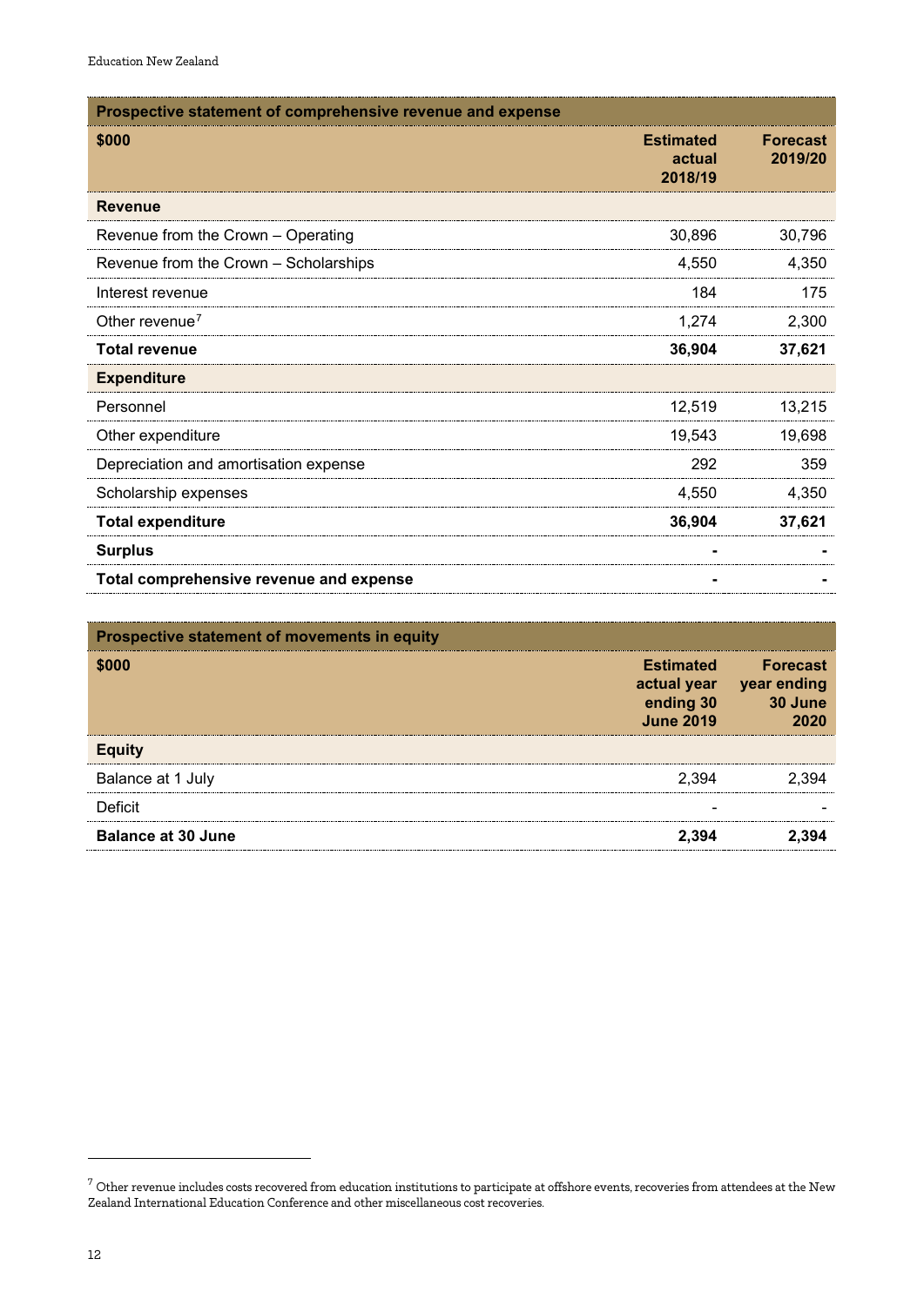| Prospective statement of comprehensive revenue and expense | | |
|---|---|---|
| **$000** | **Estimated actual 2018/19** | **Forecast 2019/20** |
| **Revenue** | | |
| Revenue from the Crown – Operating | 30,896 | 30,796 |
| Revenue from the Crown – Scholarships | 4,550 | 4,350 |
| Interest revenue | 184 | 175 |
| Other revenue[7] | 1,274 | 2,300 |
| **Total revenue** | **36,904** | **37,621** |
| **Expenditure** | | |
| Personnel | 12,519 | 13,215 |
| Other expenditure | 19,543 | 19,698 |
| Depreciation and amortisation expense | 292 | 359 |
| Scholarship expenses | 4,550 | 4,350 |
| **Total expenditure** | **36,904** | **37,621** |
| **Surplus** | **-** | **-** |
| **Total comprehensive revenue and expense** | **-** | **-** |

| Prospective statement of movements in equity | | |
|---|---|---|
| **$000** | **Estimated actual year ending 30 June 2019** | **Forecast year ending 30 June 2020** |
| **Equity** | | |
| Balance at 1 July | 2,394 | 2,394 |
| Deficit | - | - |
| **Balance at 30 June** | **2,394** | **2,394** |

[7] Other revenue includes costs recovered from education institutions to participate at offshore events, recoveries from attendees at the New Zealand International Education Conference and other miscellaneous cost recoveries.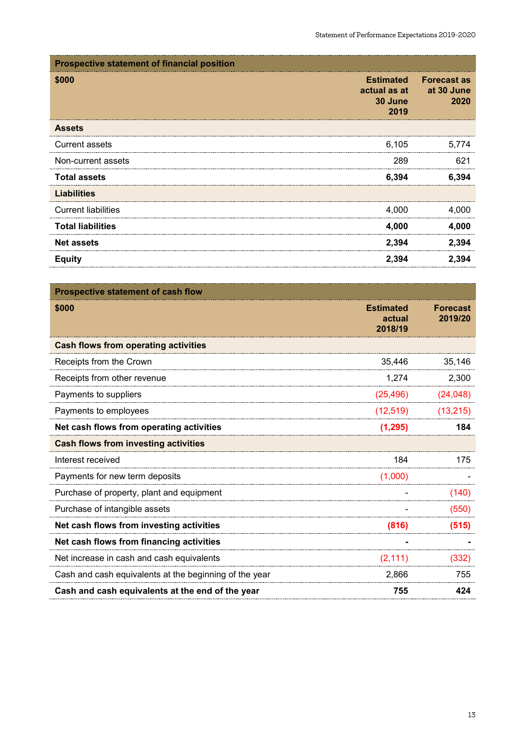| Prospective statement of financial position | | |
|---|---|---|
| **$000** | **Estimated actual as at 30 June 2019** | **Forecast as at 30 June 2020** |
| **Assets** | | |
| Current assets | 6,105 | 5,774 |
| Non-current assets | 289 | 621 |
| **Total assets** | **6,394** | **6,394** |
| **Liabilities** | | |
| Current liabilities | 4,000 | 4,000 |
| **Total liabilities** | **4,000** | **4,000** |
| **Net assets** | **2,394** | **2,394** |
| **Equity** | **2,394** | **2,394** |

| Prospective statement of cash flow | | |
|---|---|---|
| **$000** | **Estimated actual 2018/19** | **Forecast 2019/20** |
| **Cash flows from operating activities** | | |
| Receipts from the Crown | 35,446 | 35,146 |
| Receipts from other revenue | 1,274 | 2,300 |
| Payments to suppliers | (25,496) | (24,048) |
| Payments to employees | (12,519) | (13,215) |
| **Net cash flows from operating activities** | **(1,295)** | **184** |
| **Cash flows from investing activities** | | |
| Interest received | 184 | 175 |
| Payments for new term deposits | (1,000) | - |
| Purchase of property, plant and equipment | - | (140) |
| Purchase of intangible assets | - | (550) |
| **Net cash flows from investing activities** | **(816)** | **(515)** |
| **Net cash flows from financing activities** | **-** | **-** |
| Net increase in cash and cash equivalents | (2,111) | (332) |
| Cash and cash equivalents at the beginning of the year | 2,866 | 755 |
| **Cash and cash equivalents at the end of the year** | **755** | **424** |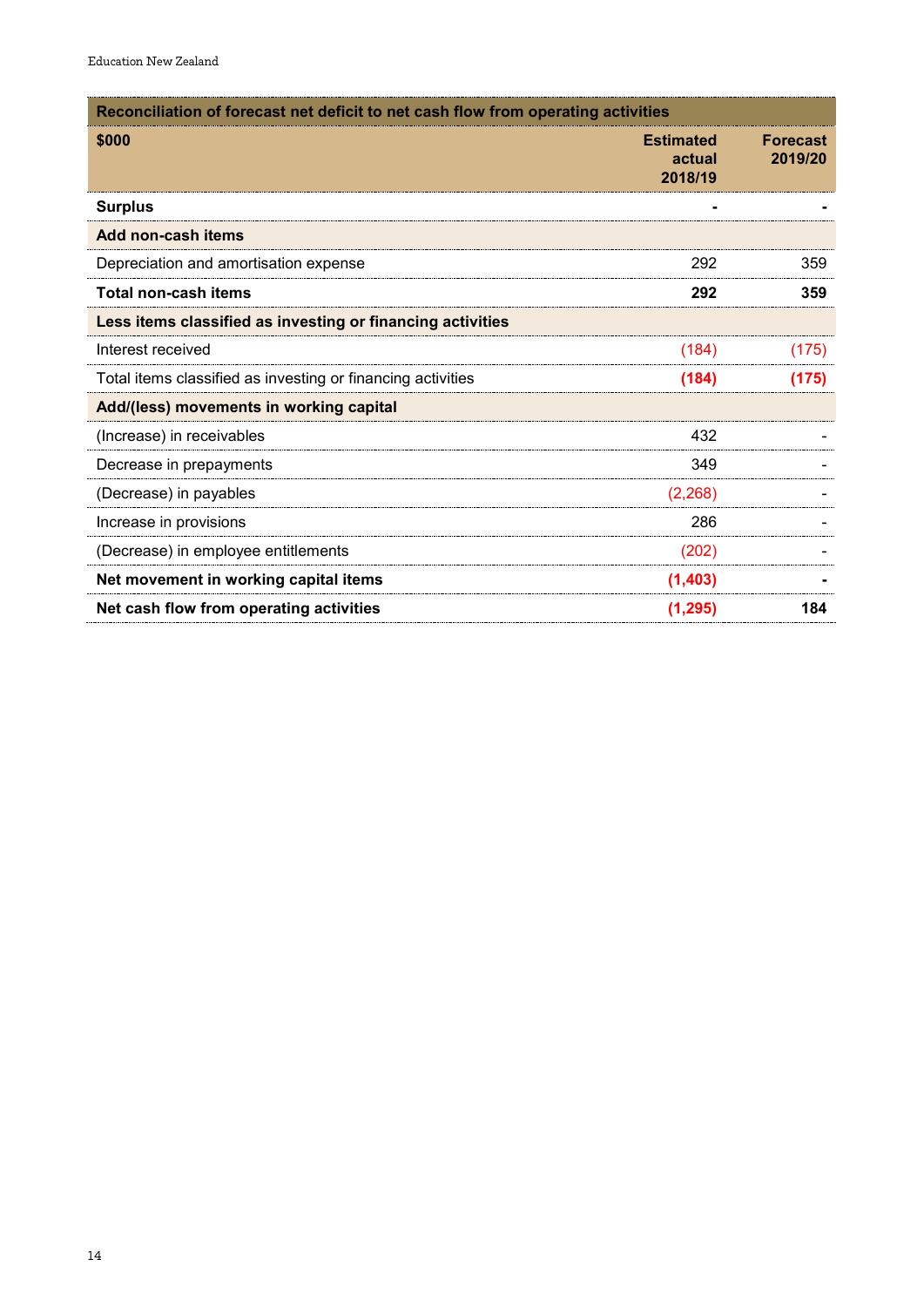| Reconciliation of forecast net deficit to net cash flow from operating activities | | |
|---|---|---|
| **$000** | **Estimated actual 2018/19** | **Forecast 2019/20** |
| **Surplus** | **-** | **-** |
| **Add non-cash items** | | |
| Depreciation and amortisation expense | 292 | 359 |
| **Total non-cash items** | **292** | **359** |
| **Less items classified as investing or financing activities** | | |
| Interest received | (184) | (175) |
| Total items classified as investing or financing activities | **(184)** | **(175)** |
| **Add/(less) movements in working capital** | | |
| (Increase) in receivables | 432 | - |
| Decrease in prepayments | 349 | - |
| (Decrease) in payables | (2,268) | - |
| Increase in provisions | 286 | - |
| (Decrease) in employee entitlements | (202) | - |
| **Net movement in working capital items** | **(1,403)** | **-** |
| **Net cash flow from operating activities** | **(1,295)** | **184** |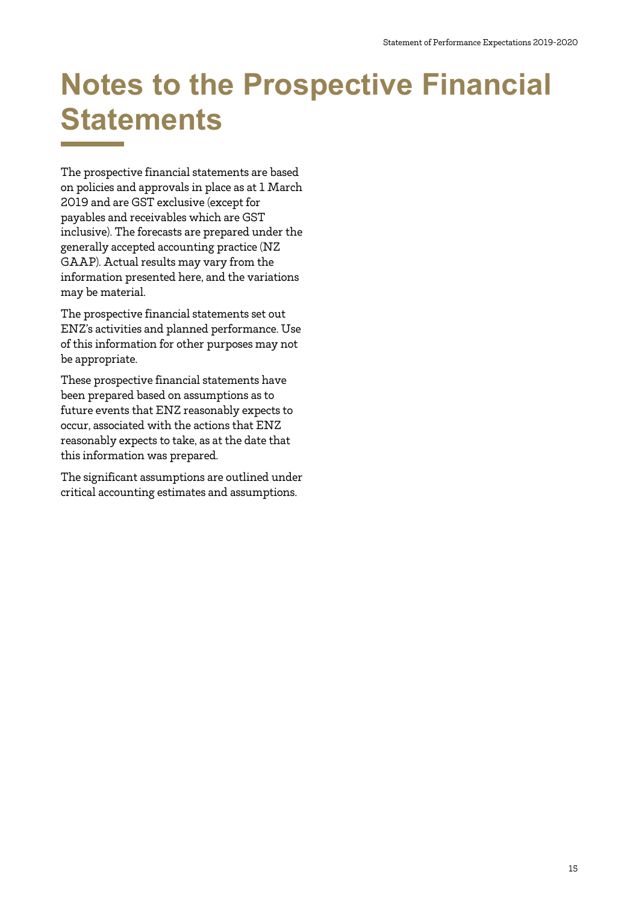# Notes to the Prospective Financial Statements

The prospective financial statements are based on policies and approvals in place as at 1 March 2019 and are GST exclusive (except for payables and receivables which are GST inclusive). The forecasts are prepared under the generally accepted accounting practice (NZ GAAP). Actual results may vary from the information presented here, and the variations may be material.

The prospective financial statements set out ENZ's activities and planned performance. Use of this information for other purposes may not be appropriate.

These prospective financial statements have been prepared based on assumptions as to future events that ENZ reasonably expects to occur, associated with the actions that ENZ reasonably expects to take, as at the date that this information was prepared.

The significant assumptions are outlined under critical accounting estimates and assumptions.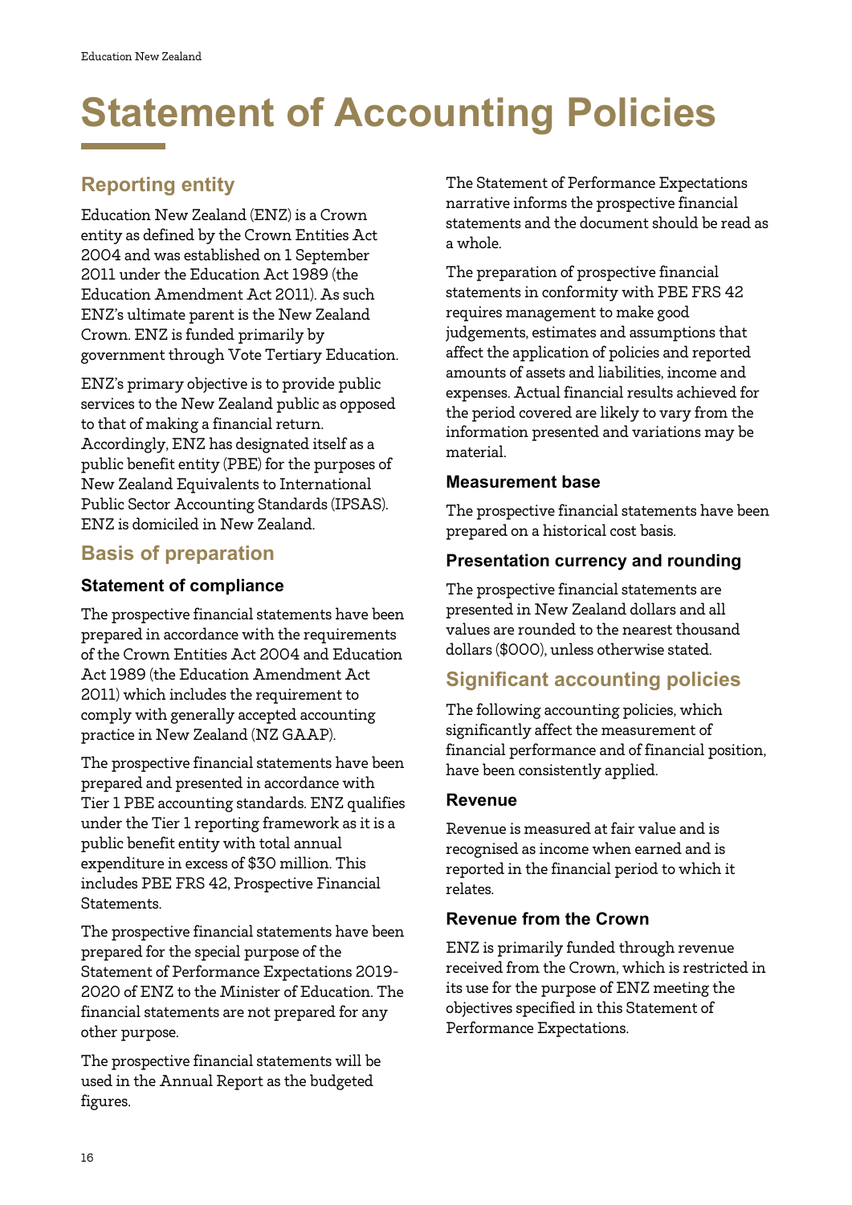# Statement of Accounting Policies

## Reporting entity

Education New Zealand (ENZ) is a Crown entity as defined by the Crown Entities Act 2004 and was established on 1 September 2011 under the Education Act 1989 (the Education Amendment Act 2011). As such ENZ's ultimate parent is the New Zealand Crown. ENZ is funded primarily by government through Vote Tertiary Education.

ENZ's primary objective is to provide public services to the New Zealand public as opposed to that of making a financial return. Accordingly, ENZ has designated itself as a public benefit entity (PBE) for the purposes of New Zealand Equivalents to International Public Sector Accounting Standards (IPSAS). ENZ is domiciled in New Zealand.

## Basis of preparation

### Statement of compliance

The prospective financial statements have been prepared in accordance with the requirements of the Crown Entities Act 2004 and Education Act 1989 (the Education Amendment Act 2011) which includes the requirement to comply with generally accepted accounting practice in New Zealand (NZ GAAP).

The prospective financial statements have been prepared and presented in accordance with Tier 1 PBE accounting standards. ENZ qualifies under the Tier 1 reporting framework as it is a public benefit entity with total annual expenditure in excess of $30 million. This includes PBE FRS 42, Prospective Financial Statements.

The prospective financial statements have been prepared for the special purpose of the Statement of Performance Expectations 2019-2020 of ENZ to the Minister of Education. The financial statements are not prepared for any other purpose.

The prospective financial statements will be used in the Annual Report as the budgeted figures.

The Statement of Performance Expectations narrative informs the prospective financial statements and the document should be read as a whole.

The preparation of prospective financial statements in conformity with PBE FRS 42 requires management to make good judgements, estimates and assumptions that affect the application of policies and reported amounts of assets and liabilities, income and expenses. Actual financial results achieved for the period covered are likely to vary from the information presented and variations may be material.

### Measurement base

The prospective financial statements have been prepared on a historical cost basis.

### Presentation currency and rounding

The prospective financial statements are presented in New Zealand dollars and all values are rounded to the nearest thousand dollars ($000), unless otherwise stated.

## Significant accounting policies

The following accounting policies, which significantly affect the measurement of financial performance and of financial position, have been consistently applied.

### Revenue

Revenue is measured at fair value and is recognised as income when earned and is reported in the financial period to which it relates.

### Revenue from the Crown

ENZ is primarily funded through revenue received from the Crown, which is restricted in its use for the purpose of ENZ meeting the objectives specified in this Statement of Performance Expectations.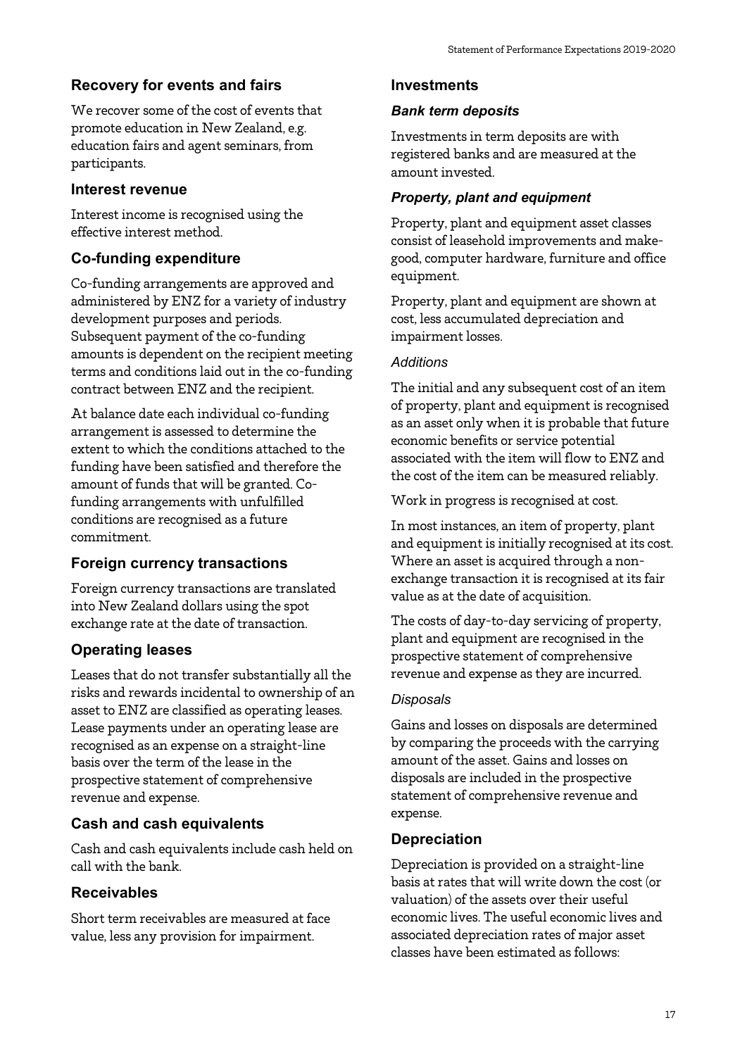## Recovery for events and fairs

We recover some of the cost of events that promote education in New Zealand, e.g. education fairs and agent seminars, from participants.

### Interest revenue

Interest income is recognised using the effective interest method.

## Co-funding expenditure

Co-funding arrangements are approved and administered by ENZ for a variety of industry development purposes and periods. Subsequent payment of the co-funding amounts is dependent on the recipient meeting terms and conditions laid out in the co-funding contract between ENZ and the recipient.

At balance date each individual co-funding arrangement is assessed to determine the extent to which the conditions attached to the funding have been satisfied and therefore the amount of funds that will be granted. Co-funding arrangements with unfulfilled conditions are recognised as a future commitment.

## Foreign currency transactions

Foreign currency transactions are translated into New Zealand dollars using the spot exchange rate at the date of transaction.

## Operating leases

Leases that do not transfer substantially all the risks and rewards incidental to ownership of an asset to ENZ are classified as operating leases. Lease payments under an operating lease are recognised as an expense on a straight-line basis over the term of the lease in the prospective statement of comprehensive revenue and expense.

## Cash and cash equivalents

Cash and cash equivalents include cash held on call with the bank.

## Receivables

Short term receivables are measured at face value, less any provision for impairment.

### Investments

#### *Bank term deposits*

Investments in term deposits are with registered banks and are measured at the amount invested.

#### *Property, plant and equipment*

Property, plant and equipment asset classes consist of leasehold improvements and make-good, computer hardware, furniture and office equipment.

Property, plant and equipment are shown at cost, less accumulated depreciation and impairment losses.

*Additions*

The initial and any subsequent cost of an item of property, plant and equipment is recognised as an asset only when it is probable that future economic benefits or service potential associated with the item will flow to ENZ and the cost of the item can be measured reliably.

Work in progress is recognised at cost.

In most instances, an item of property, plant and equipment is initially recognised at its cost. Where an asset is acquired through a non-exchange transaction it is recognised at its fair value as at the date of acquisition.

The costs of day-to-day servicing of property, plant and equipment are recognised in the prospective statement of comprehensive revenue and expense as they are incurred.

*Disposals*

Gains and losses on disposals are determined by comparing the proceeds with the carrying amount of the asset. Gains and losses on disposals are included in the prospective statement of comprehensive revenue and expense.

## Depreciation

Depreciation is provided on a straight-line basis at rates that will write down the cost (or valuation) of the assets over their useful economic lives. The useful economic lives and associated depreciation rates of major asset classes have been estimated as follows: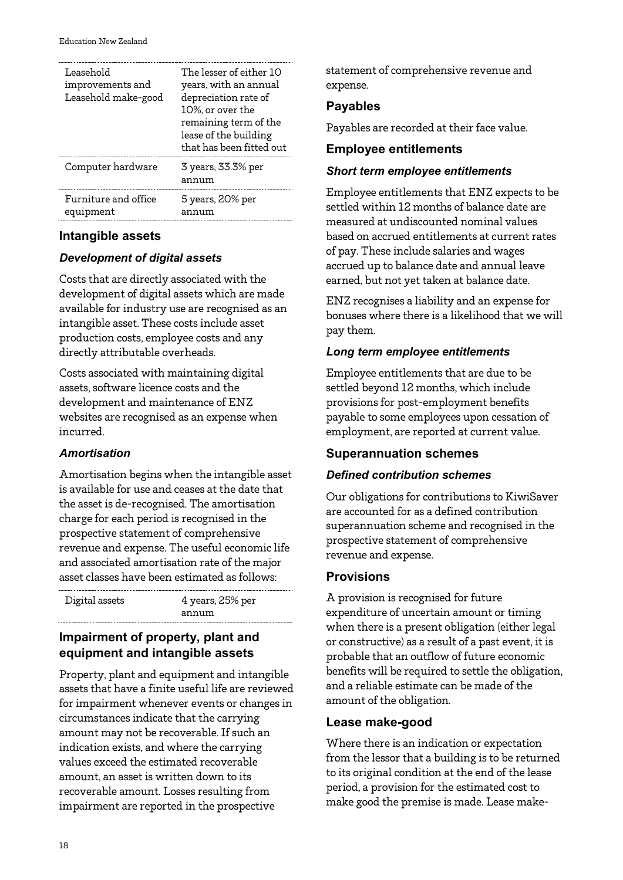| | |
|---|---|
| Leasehold improvements and Leasehold make-good | The lesser of either 10 years, with an annual depreciation rate of 10%, or over the remaining term of the lease of the building that has been fitted out |
| Computer hardware | 3 years, 33.3% per annum |
| Furniture and office equipment | 5 years, 20% per annum |

## Intangible assets

### *Development of digital assets*

Costs that are directly associated with the development of digital assets which are made available for industry use are recognised as an intangible asset. These costs include asset production costs, employee costs and any directly attributable overheads.

Costs associated with maintaining digital assets, software licence costs and the development and maintenance of ENZ websites are recognised as an expense when incurred.

### *Amortisation*

Amortisation begins when the intangible asset is available for use and ceases at the date that the asset is de-recognised. The amortisation charge for each period is recognised in the prospective statement of comprehensive revenue and expense. The useful economic life and associated amortisation rate of the major asset classes have been estimated as follows:

| | |
|---|---|
| Digital assets | 4 years, 25% per annum |

## Impairment of property, plant and equipment and intangible assets

Property, plant and equipment and intangible assets that have a finite useful life are reviewed for impairment whenever events or changes in circumstances indicate that the carrying amount may not be recoverable. If such an indication exists, and where the carrying values exceed the estimated recoverable amount, an asset is written down to its recoverable amount. Losses resulting from impairment are reported in the prospective statement of comprehensive revenue and expense.

## Payables

Payables are recorded at their face value.

## Employee entitlements

### *Short term employee entitlements*

Employee entitlements that ENZ expects to be settled within 12 months of balance date are measured at undiscounted nominal values based on accrued entitlements at current rates of pay. These include salaries and wages accrued up to balance date and annual leave earned, but not yet taken at balance date.

ENZ recognises a liability and an expense for bonuses where there is a likelihood that we will pay them.

### *Long term employee entitlements*

Employee entitlements that are due to be settled beyond 12 months, which include provisions for post-employment benefits payable to some employees upon cessation of employment, are reported at current value.

## Superannuation schemes

### *Defined contribution schemes*

Our obligations for contributions to KiwiSaver are accounted for as a defined contribution superannuation scheme and recognised in the prospective statement of comprehensive revenue and expense.

## Provisions

A provision is recognised for future expenditure of uncertain amount or timing when there is a present obligation (either legal or constructive) as a result of a past event, it is probable that an outflow of future economic benefits will be required to settle the obligation, and a reliable estimate can be made of the amount of the obligation.

## Lease make-good

Where there is an indication or expectation from the lessor that a building is to be returned to its original condition at the end of the lease period, a provision for the estimated cost to make good the premise is made. Lease make-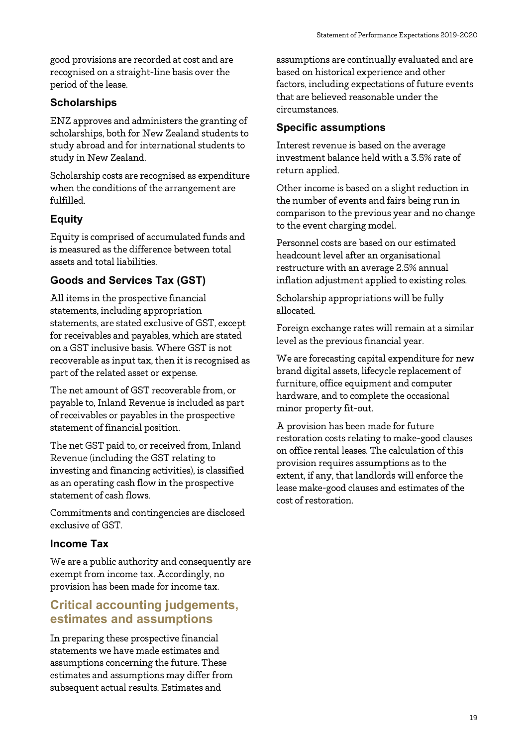good provisions are recorded at cost and are recognised on a straight-line basis over the period of the lease.

### Scholarships

ENZ approves and administers the granting of scholarships, both for New Zealand students to study abroad and for international students to study in New Zealand.

Scholarship costs are recognised as expenditure when the conditions of the arrangement are fulfilled.

### Equity

Equity is comprised of accumulated funds and is measured as the difference between total assets and total liabilities.

### Goods and Services Tax (GST)

All items in the prospective financial statements, including appropriation statements, are stated exclusive of GST, except for receivables and payables, which are stated on a GST inclusive basis. Where GST is not recoverable as input tax, then it is recognised as part of the related asset or expense.

The net amount of GST recoverable from, or payable to, Inland Revenue is included as part of receivables or payables in the prospective statement of financial position.

The net GST paid to, or received from, Inland Revenue (including the GST relating to investing and financing activities), is classified as an operating cash flow in the prospective statement of cash flows.

Commitments and contingencies are disclosed exclusive of GST.

### Income Tax

We are a public authority and consequently are exempt from income tax. Accordingly, no provision has been made for income tax.

## Critical accounting judgements, estimates and assumptions

In preparing these prospective financial statements we have made estimates and assumptions concerning the future. These estimates and assumptions may differ from subsequent actual results. Estimates and assumptions are continually evaluated and are based on historical experience and other factors, including expectations of future events that are believed reasonable under the circumstances.

### Specific assumptions

Interest revenue is based on the average investment balance held with a 3.5% rate of return applied.

Other income is based on a slight reduction in the number of events and fairs being run in comparison to the previous year and no change to the event charging model.

Personnel costs are based on our estimated headcount level after an organisational restructure with an average 2.5% annual inflation adjustment applied to existing roles.

Scholarship appropriations will be fully allocated.

Foreign exchange rates will remain at a similar level as the previous financial year.

We are forecasting capital expenditure for new brand digital assets, lifecycle replacement of furniture, office equipment and computer hardware, and to complete the occasional minor property fit-out.

A provision has been made for future restoration costs relating to make-good clauses on office rental leases. The calculation of this provision requires assumptions as to the extent, if any, that landlords will enforce the lease make-good clauses and estimates of the cost of restoration.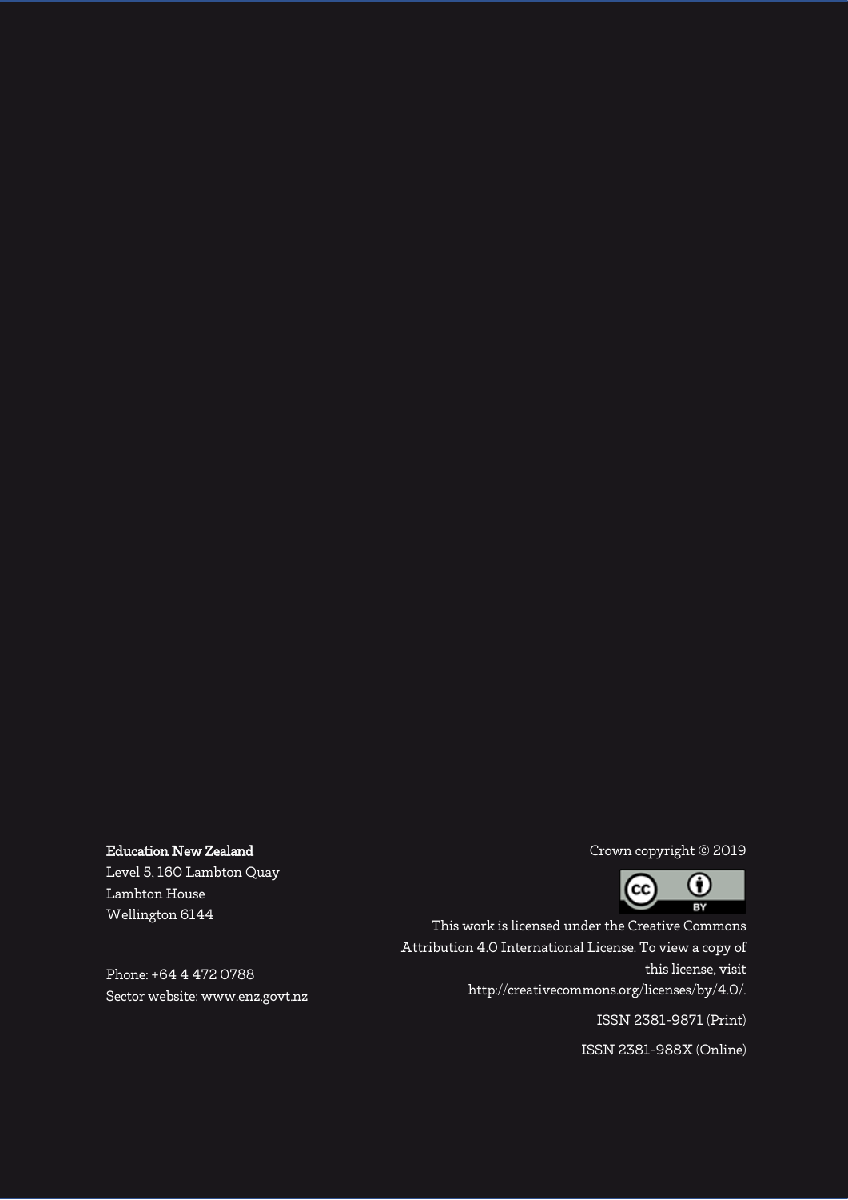**Education New Zealand**
Level 5, 160 Lambton Quay
Lambton House
Wellington 6144

Phone: +64 4 472 0788
Sector website: www.enz.govt.nz

Crown copyright © 2019

This work is licensed under the Creative Commons Attribution 4.0 International License. To view a copy of this license, visit http://creativecommons.org/licenses/by/4.0/.

ISSN 2381-9871 (Print)

ISSN 2381-988X (Online)